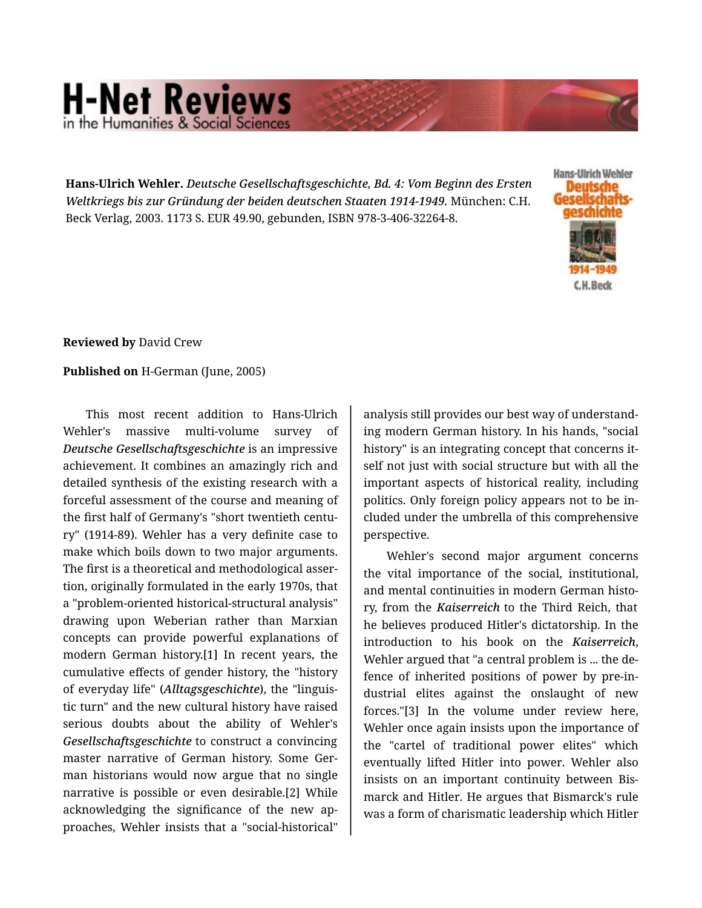**Hans-Ulrich Wehler.** *Deutsche Gesellschaftsgeschichte, Bd. 4: Vom Beginn des Ersten Weltkriegs bis zur Gründung der beiden deutschen Staaten 1914-1949.* München: C.H. Beck Verlag, 2003. 1173 S. EUR 49.90, gebunden, ISBN 978-3-406-32264-8.

**Reviewed by** David Crew

**Published on** H-German (June, 2005)

This most recent addition to Hans-Ulrich Wehler's massive multi-volume survey of ***Deutsche Gesellschaftsgeschichte*** is an impressive achievement. It combines an amazingly rich and detailed synthesis of the existing research with a forceful assessment of the course and meaning of the first half of Germany's "short twentieth century" (1914-89). Wehler has a very definite case to make which boils down to two major arguments. The first is a theoretical and methodological assertion, originally formulated in the early 1970s, that a "problem-oriented historical-structural analysis" drawing upon Weberian rather than Marxian concepts can provide powerful explanations of modern German history.[1] In recent years, the cumulative effects of gender history, the "history of everyday life" (***Alltagsgeschichte***), the "linguistic turn" and the new cultural history have raised serious doubts about the ability of Wehler's ***Gesellschaftsgeschichte*** to construct a convincing master narrative of German history. Some German historians would now argue that no single narrative is possible or even desirable.[2] While acknowledging the significance of the new approaches, Wehler insists that a "social-historical" analysis still provides our best way of understanding modern German history. In his hands, "social history" is an integrating concept that concerns itself not just with social structure but with all the important aspects of historical reality, including politics. Only foreign policy appears not to be included under the umbrella of this comprehensive perspective.

Wehler's second major argument concerns the vital importance of the social, institutional, and mental continuities in modern German history, from the ***Kaiserreich*** to the Third Reich, that he believes produced Hitler's dictatorship. In the introduction to his book on the ***Kaiserreich***, Wehler argued that "a central problem is ... the defence of inherited positions of power by pre-industrial elites against the onslaught of new forces."[3] In the volume under review here, Wehler once again insists upon the importance of the "cartel of traditional power elites" which eventually lifted Hitler into power. Wehler also insists on an important continuity between Bismarck and Hitler. He argues that Bismarck's rule was a form of charismatic leadership which Hitler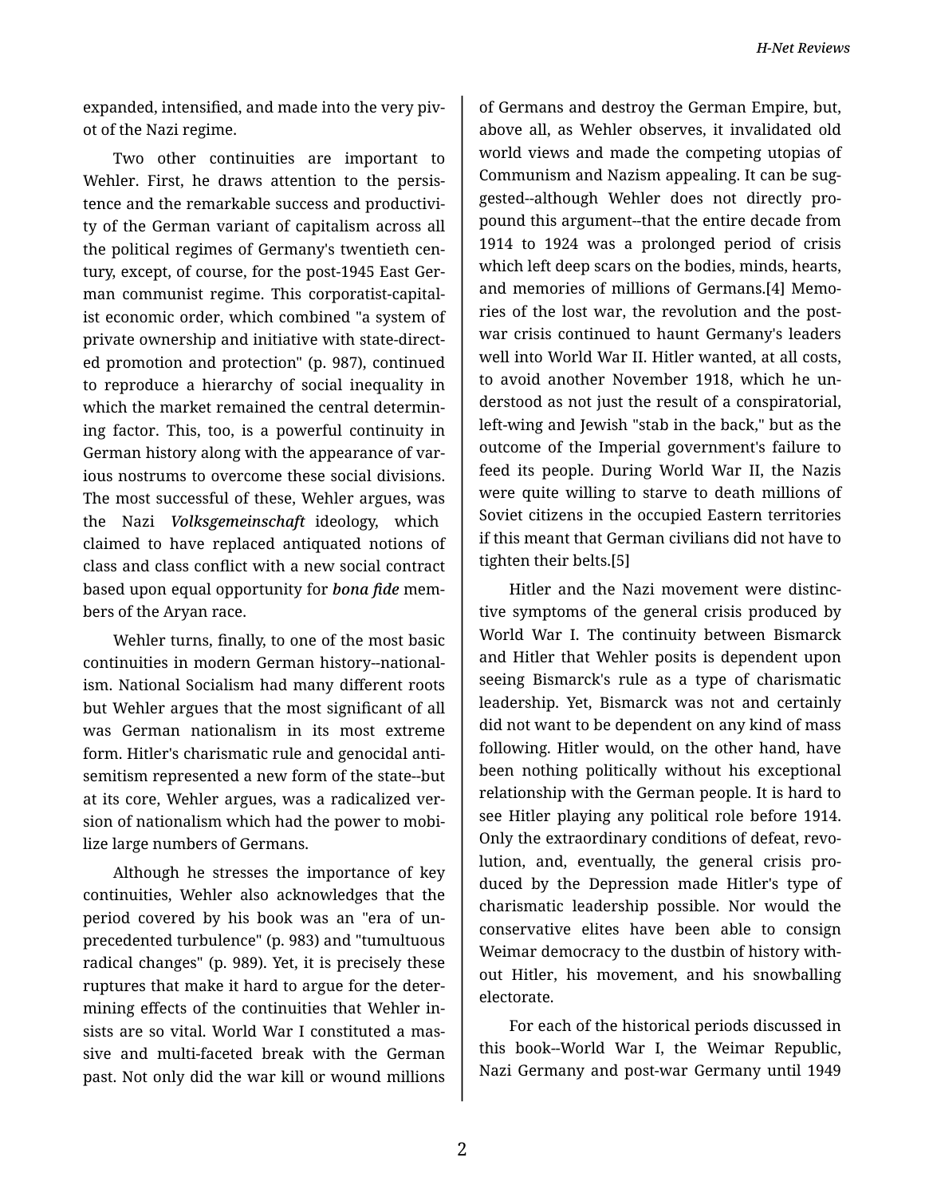expanded, intensified, and made into the very pivot of the Nazi regime.

Two other continuities are important to Wehler. First, he draws attention to the persistence and the remarkable success and productivity of the German variant of capitalism across all the political regimes of Germany's twentieth century, except, of course, for the post-1945 East German communist regime. This corporatist-capitalist economic order, which combined "a system of private ownership and initiative with state-directed promotion and protection" (p. 987), continued to reproduce a hierarchy of social inequality in which the market remained the central determining factor. This, too, is a powerful continuity in German history along with the appearance of various nostrums to overcome these social divisions. The most successful of these, Wehler argues, was the Nazi *Volksgemeinschaft* ideology, which claimed to have replaced antiquated notions of class and class conflict with a new social contract based upon equal opportunity for ***bona fide*** members of the Aryan race.

Wehler turns, finally, to one of the most basic continuities in modern German history--nationalism. National Socialism had many different roots but Wehler argues that the most significant of all was German nationalism in its most extreme form. Hitler's charismatic rule and genocidal antisemitism represented a new form of the state--but at its core, Wehler argues, was a radicalized version of nationalism which had the power to mobilize large numbers of Germans.

Although he stresses the importance of key continuities, Wehler also acknowledges that the period covered by his book was an "era of unprecedented turbulence" (p. 983) and "tumultuous radical changes" (p. 989). Yet, it is precisely these ruptures that make it hard to argue for the determining effects of the continuities that Wehler insists are so vital. World War I constituted a massive and multi-faceted break with the German past. Not only did the war kill or wound millions of Germans and destroy the German Empire, but, above all, as Wehler observes, it invalidated old world views and made the competing utopias of Communism and Nazism appealing. It can be suggested--although Wehler does not directly propound this argument--that the entire decade from 1914 to 1924 was a prolonged period of crisis which left deep scars on the bodies, minds, hearts, and memories of millions of Germans.[4] Memories of the lost war, the revolution and the postwar crisis continued to haunt Germany's leaders well into World War II. Hitler wanted, at all costs, to avoid another November 1918, which he understood as not just the result of a conspiratorial, left-wing and Jewish "stab in the back," but as the outcome of the Imperial government's failure to feed its people. During World War II, the Nazis were quite willing to starve to death millions of Soviet citizens in the occupied Eastern territories if this meant that German civilians did not have to tighten their belts.[5]

Hitler and the Nazi movement were distinctive symptoms of the general crisis produced by World War I. The continuity between Bismarck and Hitler that Wehler posits is dependent upon seeing Bismarck's rule as a type of charismatic leadership. Yet, Bismarck was not and certainly did not want to be dependent on any kind of mass following. Hitler would, on the other hand, have been nothing politically without his exceptional relationship with the German people. It is hard to see Hitler playing any political role before 1914. Only the extraordinary conditions of defeat, revolution, and, eventually, the general crisis produced by the Depression made Hitler's type of charismatic leadership possible. Nor would the conservative elites have been able to consign Weimar democracy to the dustbin of history without Hitler, his movement, and his snowballing electorate.

For each of the historical periods discussed in this book--World War I, the Weimar Republic, Nazi Germany and post-war Germany until 1949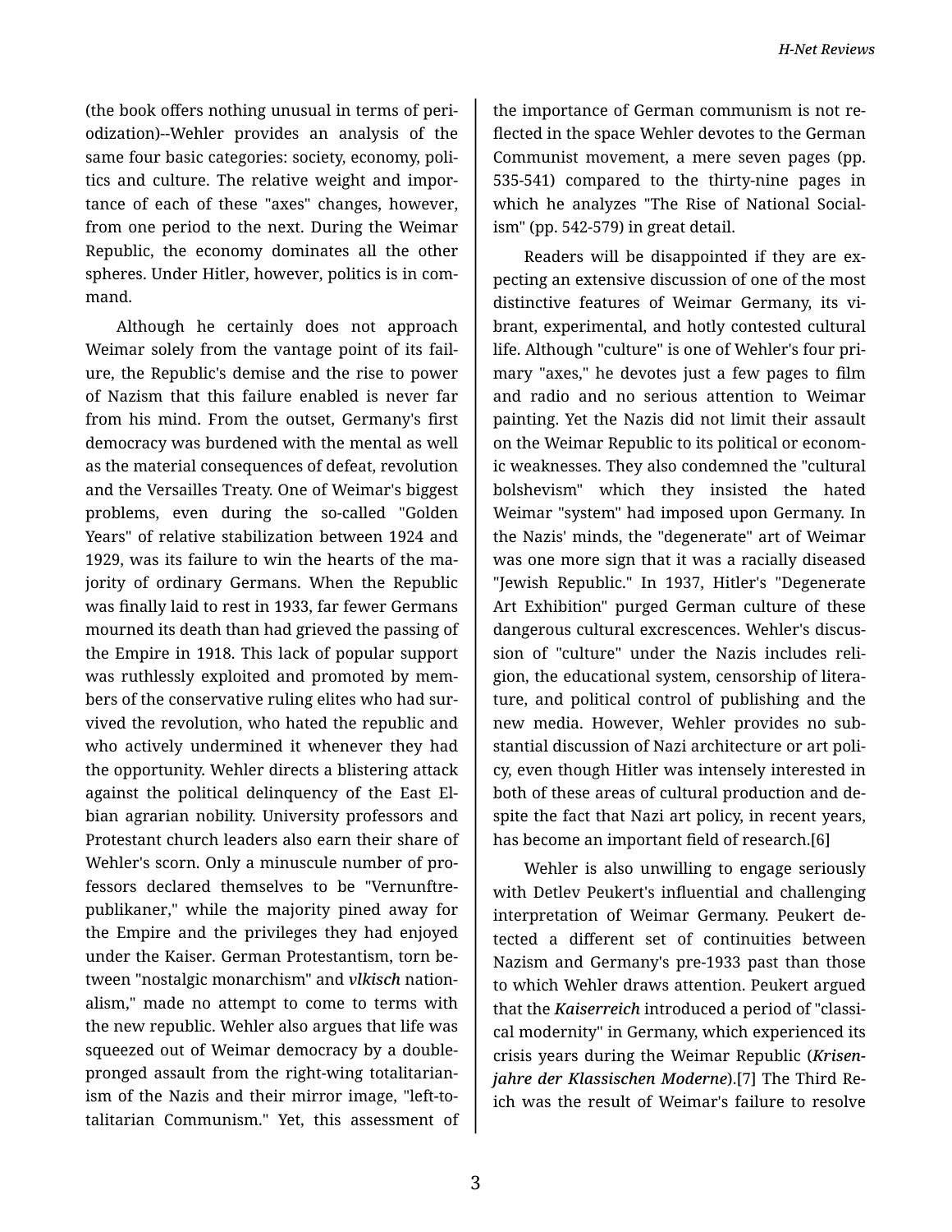(the book offers nothing unusual in terms of periodization)--Wehler provides an analysis of the same four basic categories: society, economy, politics and culture. The relative weight and importance of each of these "axes" changes, however, from one period to the next. During the Weimar Republic, the economy dominates all the other spheres. Under Hitler, however, politics is in command.

Although he certainly does not approach Weimar solely from the vantage point of its failure, the Republic's demise and the rise to power of Nazism that this failure enabled is never far from his mind. From the outset, Germany's first democracy was burdened with the mental as well as the material consequences of defeat, revolution and the Versailles Treaty. One of Weimar's biggest problems, even during the so-called "Golden Years" of relative stabilization between 1924 and 1929, was its failure to win the hearts of the majority of ordinary Germans. When the Republic was finally laid to rest in 1933, far fewer Germans mourned its death than had grieved the passing of the Empire in 1918. This lack of popular support was ruthlessly exploited and promoted by members of the conservative ruling elites who had survived the revolution, who hated the republic and who actively undermined it whenever they had the opportunity. Wehler directs a blistering attack against the political delinquency of the East Elbian agrarian nobility. University professors and Protestant church leaders also earn their share of Wehler's scorn. Only a minuscule number of professors declared themselves to be "Vernunftrepublikaner," while the majority pined away for the Empire and the privileges they had enjoyed under the Kaiser. German Protestantism, torn between "nostalgic monarchism" and *vlkisch* nationalism," made no attempt to come to terms with the new republic. Wehler also argues that life was squeezed out of Weimar democracy by a double-pronged assault from the right-wing totalitarianism of the Nazis and their mirror image, "left-totalitarian Communism." Yet, this assessment of the importance of German communism is not reflected in the space Wehler devotes to the German Communist movement, a mere seven pages (pp. 535-541) compared to the thirty-nine pages in which he analyzes "The Rise of National Socialism" (pp. 542-579) in great detail.

Readers will be disappointed if they are expecting an extensive discussion of one of the most distinctive features of Weimar Germany, its vibrant, experimental, and hotly contested cultural life. Although "culture" is one of Wehler's four primary "axes," he devotes just a few pages to film and radio and no serious attention to Weimar painting. Yet the Nazis did not limit their assault on the Weimar Republic to its political or economic weaknesses. They also condemned the "cultural bolshevism" which they insisted the hated Weimar "system" had imposed upon Germany. In the Nazis' minds, the "degenerate" art of Weimar was one more sign that it was a racially diseased "Jewish Republic." In 1937, Hitler's "Degenerate Art Exhibition" purged German culture of these dangerous cultural excrescences. Wehler's discussion of "culture" under the Nazis includes religion, the educational system, censorship of literature, and political control of publishing and the new media. However, Wehler provides no substantial discussion of Nazi architecture or art policy, even though Hitler was intensely interested in both of these areas of cultural production and despite the fact that Nazi art policy, in recent years, has become an important field of research.[6]

Wehler is also unwilling to engage seriously with Detlev Peukert's influential and challenging interpretation of Weimar Germany. Peukert detected a different set of continuities between Nazism and Germany's pre-1933 past than those to which Wehler draws attention. Peukert argued that the *Kaiserreich* introduced a period of "classical modernity" in Germany, which experienced its crisis years during the Weimar Republic (*Krisenjahre der Klassischen Moderne*).[7] The Third Reich was the result of Weimar's failure to resolve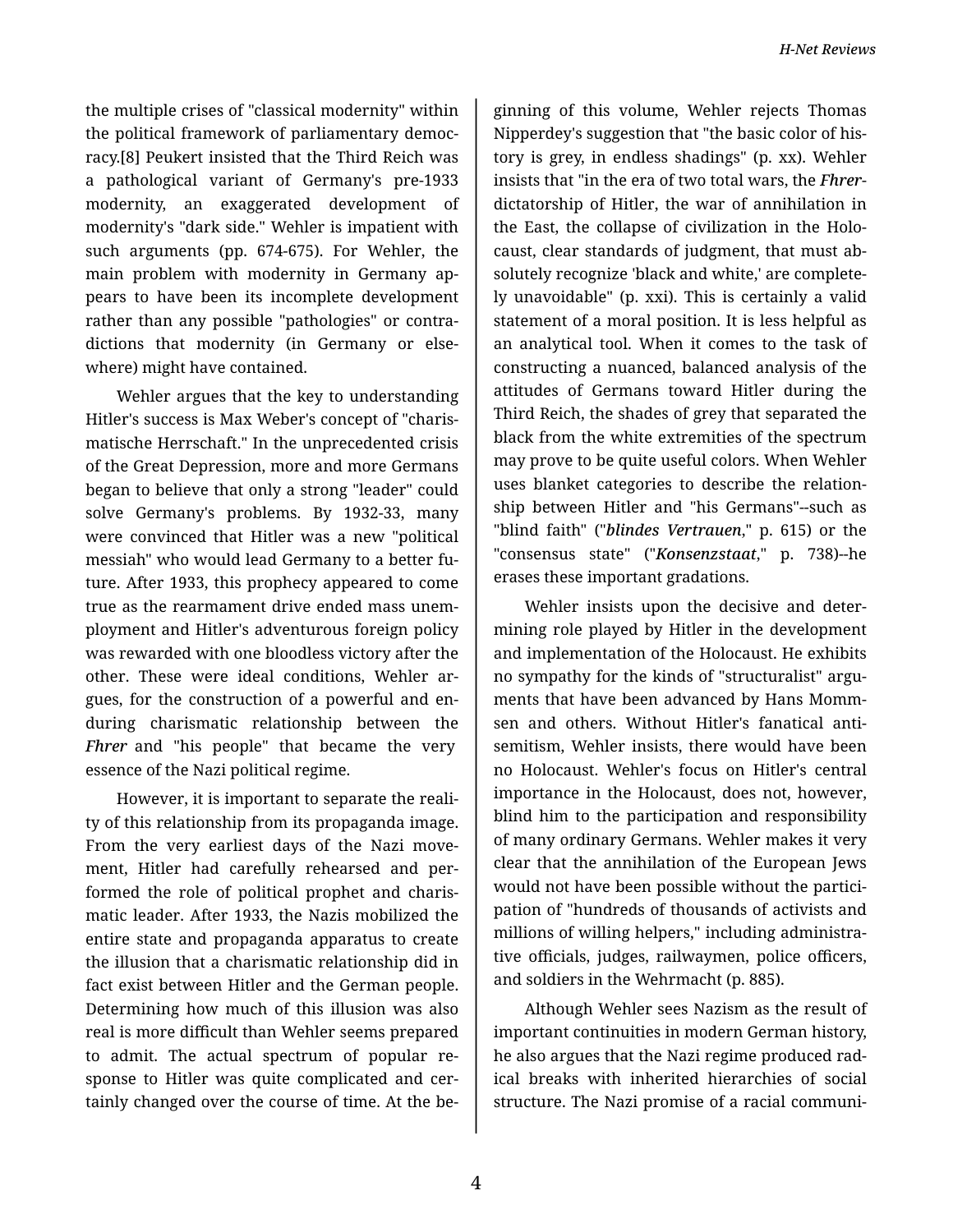the multiple crises of "classical modernity" within the political framework of parliamentary democracy.[8] Peukert insisted that the Third Reich was a pathological variant of Germany's pre-1933 modernity, an exaggerated development of modernity's "dark side." Wehler is impatient with such arguments (pp. 674-675). For Wehler, the main problem with modernity in Germany appears to have been its incomplete development rather than any possible "pathologies" or contradictions that modernity (in Germany or elsewhere) might have contained.

Wehler argues that the key to understanding Hitler's success is Max Weber's concept of "charismatische Herrschaft." In the unprecedented crisis of the Great Depression, more and more Germans began to believe that only a strong "leader" could solve Germany's problems. By 1932-33, many were convinced that Hitler was a new "political messiah" who would lead Germany to a better future. After 1933, this prophecy appeared to come true as the rearmament drive ended mass unemployment and Hitler's adventurous foreign policy was rewarded with one bloodless victory after the other. These were ideal conditions, Wehler argues, for the construction of a powerful and enduring charismatic relationship between the ***Fhrer*** and "his people" that became the very essence of the Nazi political regime.

However, it is important to separate the reality of this relationship from its propaganda image. From the very earliest days of the Nazi movement, Hitler had carefully rehearsed and performed the role of political prophet and charismatic leader. After 1933, the Nazis mobilized the entire state and propaganda apparatus to create the illusion that a charismatic relationship did in fact exist between Hitler and the German people. Determining how much of this illusion was also real is more difficult than Wehler seems prepared to admit. The actual spectrum of popular response to Hitler was quite complicated and certainly changed over the course of time. At the beginning of this volume, Wehler rejects Thomas Nipperdey's suggestion that "the basic color of history is grey, in endless shadings" (p. xx). Wehler insists that "in the era of two total wars, the ***Fhrer***-dictatorship of Hitler, the war of annihilation in the East, the collapse of civilization in the Holocaust, clear standards of judgment, that must absolutely recognize 'black and white,' are completely unavoidable" (p. xxi). This is certainly a valid statement of a moral position. It is less helpful as an analytical tool. When it comes to the task of constructing a nuanced, balanced analysis of the attitudes of Germans toward Hitler during the Third Reich, the shades of grey that separated the black from the white extremities of the spectrum may prove to be quite useful colors. When Wehler uses blanket categories to describe the relationship between Hitler and "his Germans"--such as "blind faith" ("***blindes Vertrauen***," p. 615) or the "consensus state" ("***Konsenzstaat***," p. 738)--he erases these important gradations.

Wehler insists upon the decisive and determining role played by Hitler in the development and implementation of the Holocaust. He exhibits no sympathy for the kinds of "structuralist" arguments that have been advanced by Hans Mommsen and others. Without Hitler's fanatical antisemitism, Wehler insists, there would have been no Holocaust. Wehler's focus on Hitler's central importance in the Holocaust, does not, however, blind him to the participation and responsibility of many ordinary Germans. Wehler makes it very clear that the annihilation of the European Jews would not have been possible without the participation of "hundreds of thousands of activists and millions of willing helpers," including administrative officials, judges, railwaymen, police officers, and soldiers in the Wehrmacht (p. 885).

Although Wehler sees Nazism as the result of important continuities in modern German history, he also argues that the Nazi regime produced radical breaks with inherited hierarchies of social structure. The Nazi promise of a racial communi-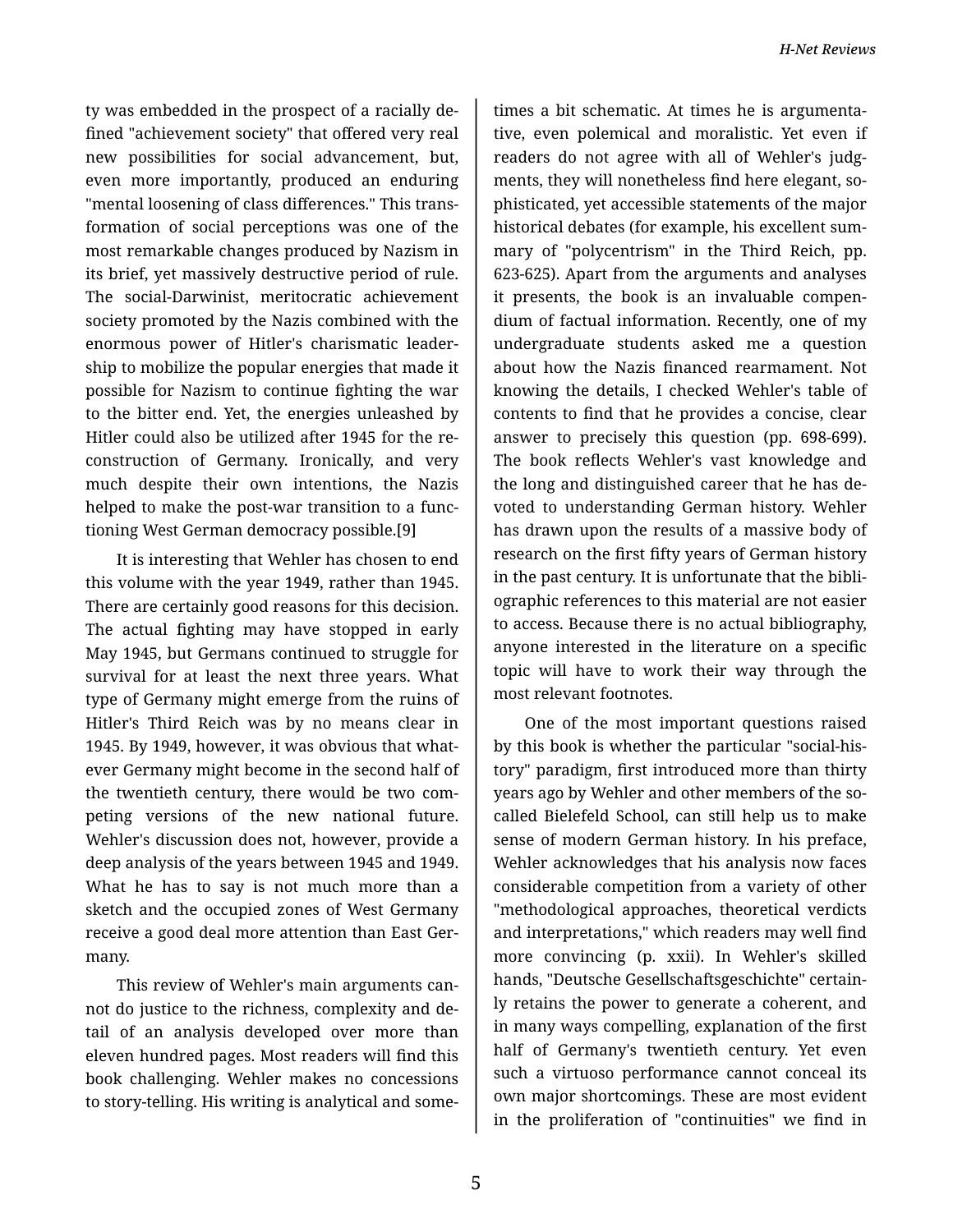ty was embedded in the prospect of a racially defined "achievement society" that offered very real new possibilities for social advancement, but, even more importantly, produced an enduring "mental loosening of class differences." This transformation of social perceptions was one of the most remarkable changes produced by Nazism in its brief, yet massively destructive period of rule. The social-Darwinist, meritocratic achievement society promoted by the Nazis combined with the enormous power of Hitler's charismatic leadership to mobilize the popular energies that made it possible for Nazism to continue fighting the war to the bitter end. Yet, the energies unleashed by Hitler could also be utilized after 1945 for the reconstruction of Germany. Ironically, and very much despite their own intentions, the Nazis helped to make the post-war transition to a functioning West German democracy possible.[9]

It is interesting that Wehler has chosen to end this volume with the year 1949, rather than 1945. There are certainly good reasons for this decision. The actual fighting may have stopped in early May 1945, but Germans continued to struggle for survival for at least the next three years. What type of Germany might emerge from the ruins of Hitler's Third Reich was by no means clear in 1945. By 1949, however, it was obvious that whatever Germany might become in the second half of the twentieth century, there would be two competing versions of the new national future. Wehler's discussion does not, however, provide a deep analysis of the years between 1945 and 1949. What he has to say is not much more than a sketch and the occupied zones of West Germany receive a good deal more attention than East Germany.

This review of Wehler's main arguments cannot do justice to the richness, complexity and detail of an analysis developed over more than eleven hundred pages. Most readers will find this book challenging. Wehler makes no concessions to story-telling. His writing is analytical and sometimes a bit schematic. At times he is argumentative, even polemical and moralistic. Yet even if readers do not agree with all of Wehler's judgments, they will nonetheless find here elegant, sophisticated, yet accessible statements of the major historical debates (for example, his excellent summary of "polycentrism" in the Third Reich, pp. 623-625). Apart from the arguments and analyses it presents, the book is an invaluable compendium of factual information. Recently, one of my undergraduate students asked me a question about how the Nazis financed rearmament. Not knowing the details, I checked Wehler's table of contents to find that he provides a concise, clear answer to precisely this question (pp. 698-699). The book reflects Wehler's vast knowledge and the long and distinguished career that he has devoted to understanding German history. Wehler has drawn upon the results of a massive body of research on the first fifty years of German history in the past century. It is unfortunate that the bibliographic references to this material are not easier to access. Because there is no actual bibliography, anyone interested in the literature on a specific topic will have to work their way through the most relevant footnotes.

One of the most important questions raised by this book is whether the particular "social-history" paradigm, first introduced more than thirty years ago by Wehler and other members of the so-called Bielefeld School, can still help us to make sense of modern German history. In his preface, Wehler acknowledges that his analysis now faces considerable competition from a variety of other "methodological approaches, theoretical verdicts and interpretations," which readers may well find more convincing (p. xxii). In Wehler's skilled hands, "Deutsche Gesellschaftsgeschichte" certainly retains the power to generate a coherent, and in many ways compelling, explanation of the first half of Germany's twentieth century. Yet even such a virtuoso performance cannot conceal its own major shortcomings. These are most evident in the proliferation of "continuities" we find in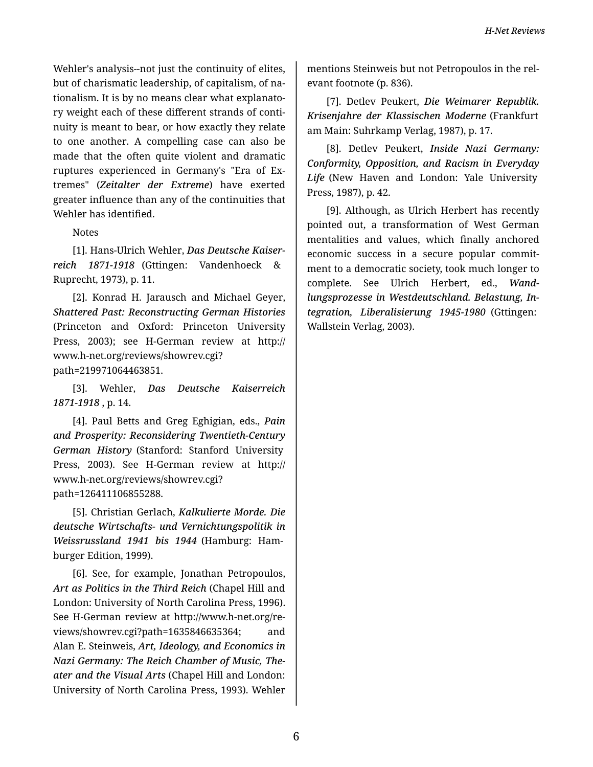Wehler's analysis--not just the continuity of elites, but of charismatic leadership, of capitalism, of nationalism. It is by no means clear what explanatory weight each of these different strands of continuity is meant to bear, or how exactly they relate to one another. A compelling case can also be made that the often quite violent and dramatic ruptures experienced in Germany's "Era of Extremes" (*Zeitalter der Extreme*) have exerted greater influence than any of the continuities that Wehler has identified.

Notes

[1]. Hans-Ulrich Wehler, *Das Deutsche Kaiserreich 1871-1918* (Gttingen: Vandenhoeck & Ruprecht, 1973), p. 11.

[2]. Konrad H. Jarausch and Michael Geyer, *Shattered Past: Reconstructing German Histories* (Princeton and Oxford: Princeton University Press, 2003); see H-German review at http://www.h-net.org/reviews/showrev.cgi?path=219971064463851.

[3]. Wehler, *Das Deutsche Kaiserreich 1871-1918* , p. 14.

[4]. Paul Betts and Greg Eghigian, eds., *Pain and Prosperity: Reconsidering Twentieth-Century German History* (Stanford: Stanford University Press, 2003). See H-German review at http://www.h-net.org/reviews/showrev.cgi?path=126411106855288.

[5]. Christian Gerlach, *Kalkulierte Morde. Die deutsche Wirtschafts- und Vernichtungspolitik in Weissrussland 1941 bis 1944* (Hamburg: Hamburger Edition, 1999).

[6]. See, for example, Jonathan Petropoulos, *Art as Politics in the Third Reich* (Chapel Hill and London: University of North Carolina Press, 1996). See H-German review at http://www.h-net.org/reviews/showrev.cgi?path=1635846635364; and Alan E. Steinweis, *Art, Ideology, and Economics in Nazi Germany: The Reich Chamber of Music, Theater and the Visual Arts* (Chapel Hill and London: University of North Carolina Press, 1993). Wehler mentions Steinweis but not Petropoulos in the relevant footnote (p. 836).

[7]. Detlev Peukert, *Die Weimarer Republik. Krisenjahre der Klassischen Moderne* (Frankfurt am Main: Suhrkamp Verlag, 1987), p. 17.

[8]. Detlev Peukert, *Inside Nazi Germany: Conformity, Opposition, and Racism in Everyday Life* (New Haven and London: Yale University Press, 1987), p. 42.

[9]. Although, as Ulrich Herbert has recently pointed out, a transformation of West German mentalities and values, which finally anchored economic success in a secure popular commitment to a democratic society, took much longer to complete. See Ulrich Herbert, ed., *Wandlungsprozesse in Westdeutschland. Belastung, Integration, Liberalisierung 1945-1980* (Gttingen: Wallstein Verlag, 2003).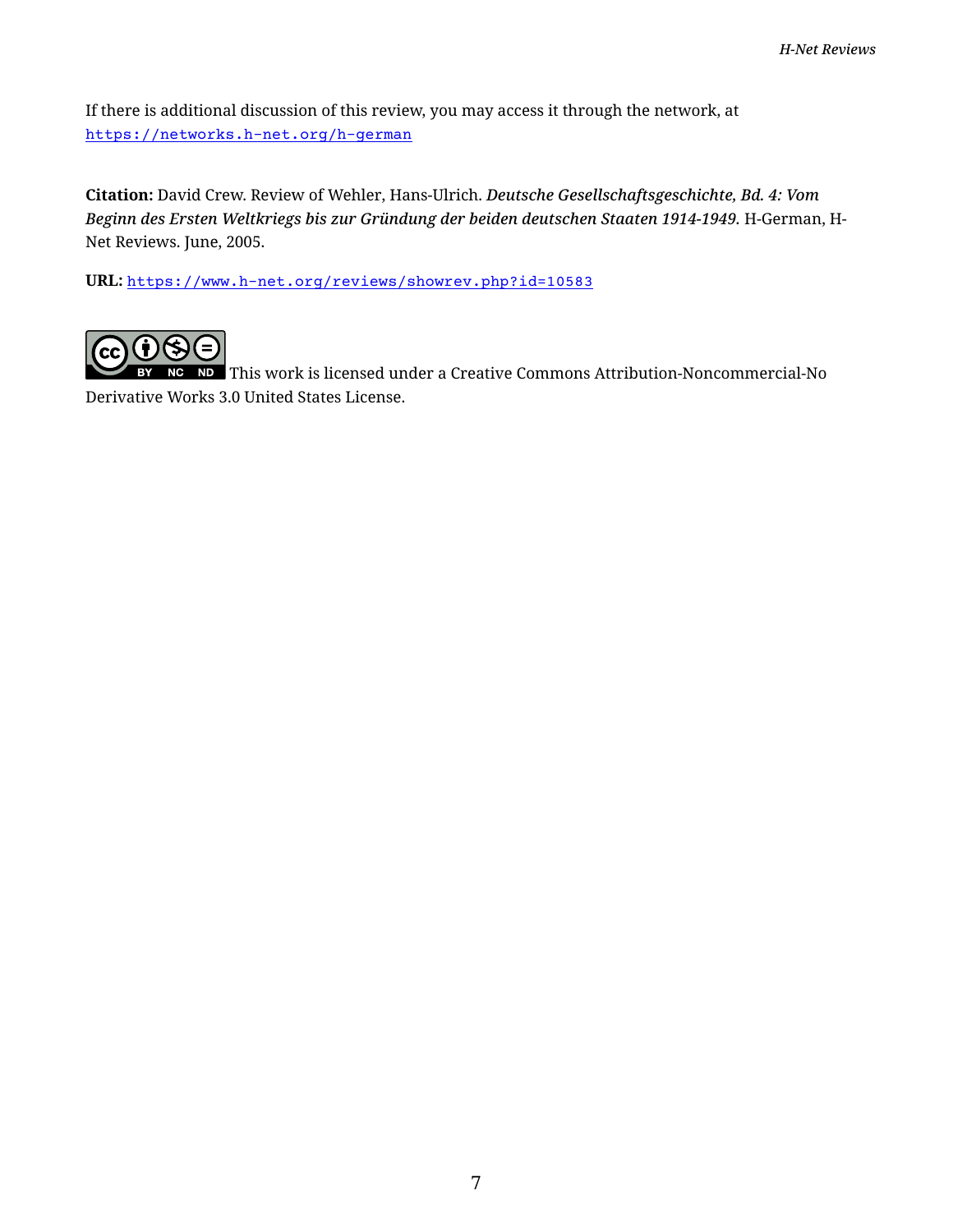If there is additional discussion of this review, you may access it through the network, at https://networks.h-net.org/h-german

**Citation:** David Crew. Review of Wehler, Hans-Ulrich. ***Deutsche Gesellschaftsgeschichte, Bd. 4: Vom Beginn des Ersten Weltkriegs bis zur Gründung der beiden deutschen Staaten 1914-1949.*** H-German, H-Net Reviews. June, 2005.

**URL:** https://www.h-net.org/reviews/showrev.php?id=10583

This work is licensed under a Creative Commons Attribution-Noncommercial-No Derivative Works 3.0 United States License.